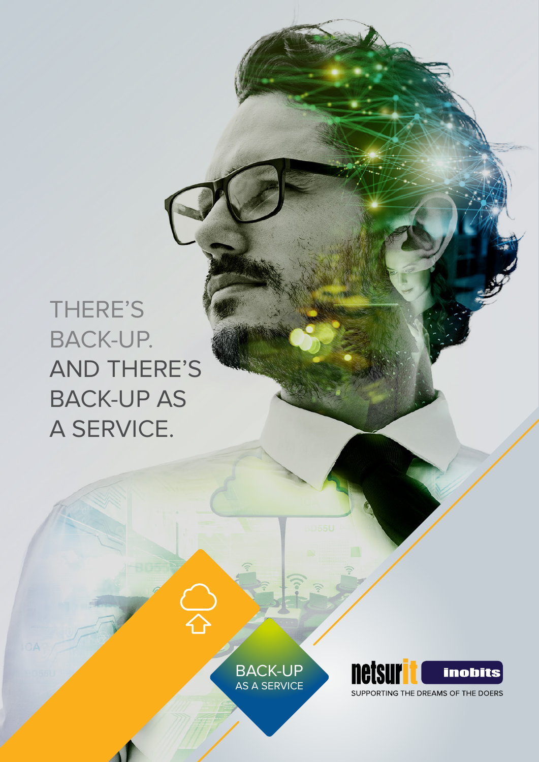# THERE'S BACK-UP. AND THERE'S BACK-UP AS A SERVICE.

BACK-UP
AS A SERVICE

netsurit inobits

SUPPORTING THE DREAMS OF THE DOERS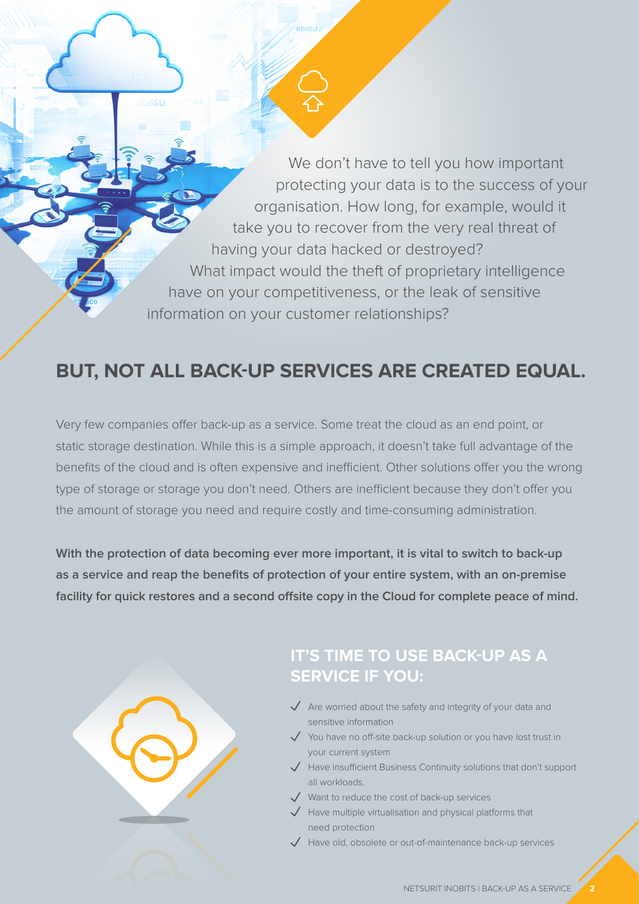We don't have to tell you how important protecting your data is to the success of your organisation. How long, for example, would it take you to recover from the very real threat of having your data hacked or destroyed? What impact would the theft of proprietary intelligence have on your competitiveness, or the leak of sensitive information on your customer relationships?

## BUT, NOT ALL BACK-UP SERVICES ARE CREATED EQUAL.

Very few companies offer back-up as a service. Some treat the cloud as an end point, or static storage destination. While this is a simple approach, it doesn't take full advantage of the benefits of the cloud and is often expensive and inefficient. Other solutions offer you the wrong type of storage or storage you don't need. Others are inefficient because they don't offer you the amount of storage you need and require costly and time-consuming administration.

**With the protection of data becoming ever more important, it is vital to switch to back-up as a service and reap the benefits of protection of your entire system, with an on-premise facility for quick restores and a second offsite copy in the Cloud for complete peace of mind.**

### IT'S TIME TO USE BACK-UP AS A SERVICE IF YOU:

- Are worried about the safety and integrity of your data and sensitive information
- You have no off-site back-up solution or you have lost trust in your current system
- Have insufficient Business Continuity solutions that don't support all workloads.
- Want to reduce the cost of back-up services
- Have multiple virtualisation and physical platforms that need protection
- Have old, obsolete or out-of-maintenance back-up services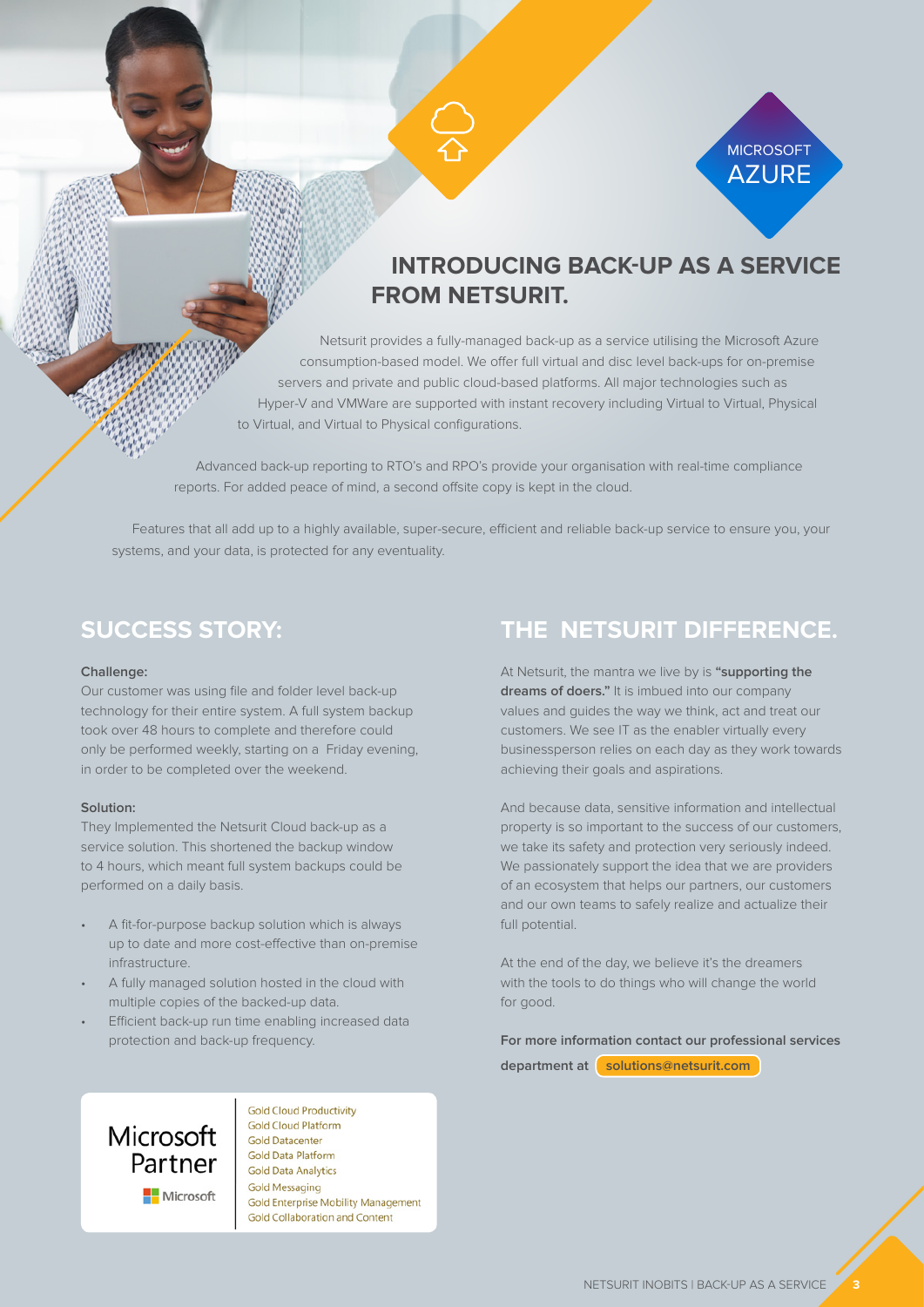MICROSOFT AZURE

# INTRODUCING BACK-UP AS A SERVICE FROM NETSURIT.

Netsurit provides a fully-managed back-up as a service utilising the Microsoft Azure consumption-based model. We offer full virtual and disc level back-ups for on-premise servers and private and public cloud-based platforms. All major technologies such as Hyper-V and VMWare are supported with instant recovery including Virtual to Virtual, Physical to Virtual, and Virtual to Physical configurations.

Advanced back-up reporting to RTO's and RPO's provide your organisation with real-time compliance reports. For added peace of mind, a second offsite copy is kept in the cloud.

Features that all add up to a highly available, super-secure, efficient and reliable back-up service to ensure you, your systems, and your data, is protected for any eventuality.

## SUCCESS STORY:

**Challenge:**

Our customer was using file and folder level back-up technology for their entire system. A full system backup took over 48 hours to complete and therefore could only be performed weekly, starting on a Friday evening, in order to be completed over the weekend.

**Solution:**

They Implemented the Netsurit Cloud back-up as a service solution. This shortened the backup window to 4 hours, which meant full system backups could be performed on a daily basis.

- A fit-for-purpose backup solution which is always up to date and more cost-effective than on-premise infrastructure.
- A fully managed solution hosted in the cloud with multiple copies of the backed-up data.
- Efficient back-up run time enabling increased data protection and back-up frequency.

## THE NETSURIT DIFFERENCE.

At Netsurit, the mantra we live by is **"supporting the dreams of doers."** It is imbued into our company values and guides the way we think, act and treat our customers. We see IT as the enabler virtually every businessperson relies on each day as they work towards achieving their goals and aspirations.

And because data, sensitive information and intellectual property is so important to the success of our customers, we take its safety and protection very seriously indeed. We passionately support the idea that we are providers of an ecosystem that helps our partners, our customers and our own teams to safely realize and actualize their full potential.

At the end of the day, we believe it's the dreamers with the tools to do things who will change the world for good.

**For more information contact our professional services department at solutions@netsurit.com**

Microsoft Partner

Microsoft

Gold Cloud Productivity
Gold Cloud Platform
Gold Datacenter
Gold Data Platform
Gold Data Analytics
Gold Messaging
Gold Enterprise Mobility Management
Gold Collaboration and Content